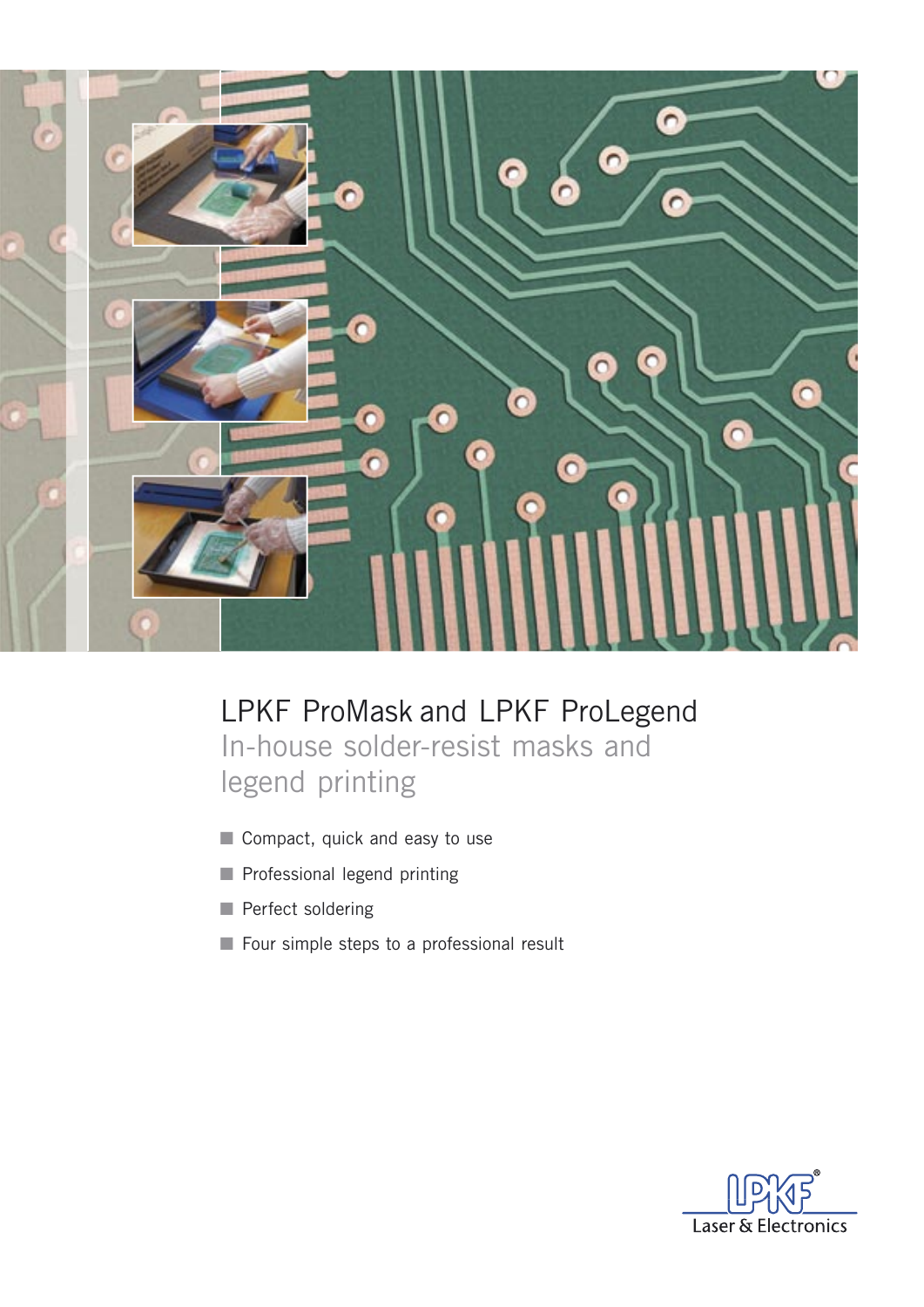# LPKF ProMask and LPKF ProLegend

## In-house solder-resist masks and legend printing

- Compact, quick and easy to use
- Professional legend printing
- Perfect soldering
- Four simple steps to a professional result

LPKF Laser & Electronics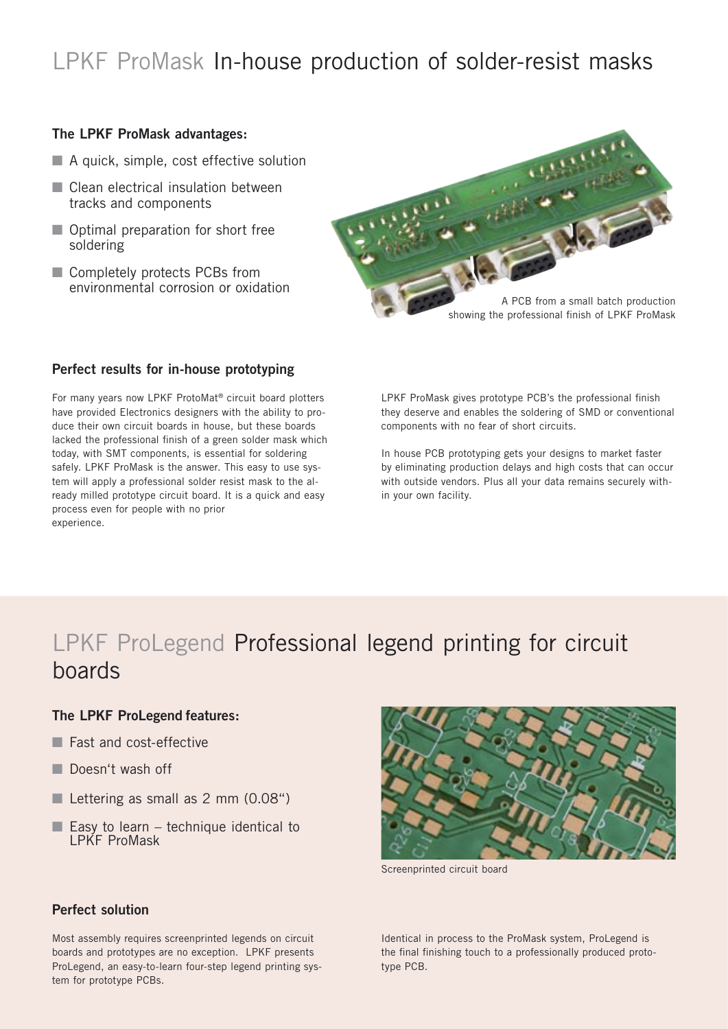# LPKF ProMask In-house production of solder-resist masks

### The LPKF ProMask advantages:

- A quick, simple, cost effective solution
- Clean electrical insulation between tracks and components
- Optimal preparation for short free soldering
- Completely protects PCBs from environmental corrosion or oxidation

A PCB from a small batch production showing the professional finish of LPKF ProMask

### Perfect results for in-house prototyping

For many years now LPKF ProtoMat® circuit board plotters have provided Electronics designers with the ability to produce their own circuit boards in house, but these boards lacked the professional finish of a green solder mask which today, with SMT components, is essential for soldering safely. LPKF ProMask is the answer. This easy to use system will apply a professional solder resist mask to the already milled prototype circuit board. It is a quick and easy process even for people with no prior experience.

LPKF ProMask gives prototype PCB's the professional finish they deserve and enables the soldering of SMD or conventional components with no fear of short circuits.

In house PCB prototyping gets your designs to market faster by eliminating production delays and high costs that can occur with outside vendors. Plus all your data remains securely within your own facility.

# LPKF ProLegend Professional legend printing for circuit boards

### The LPKF ProLegend features:

- Fast and cost-effective
- Doesn't wash off
- Lettering as small as 2 mm (0.08")
- Easy to learn – technique identical to LPKF ProMask

Screenprinted circuit board

### Perfect solution

Most assembly requires screenprinted legends on circuit boards and prototypes are no exception. LPKF presents ProLegend, an easy-to-learn four-step legend printing system for prototype PCBs.

Identical in process to the ProMask system, ProLegend is the final finishing touch to a professionally produced prototype PCB.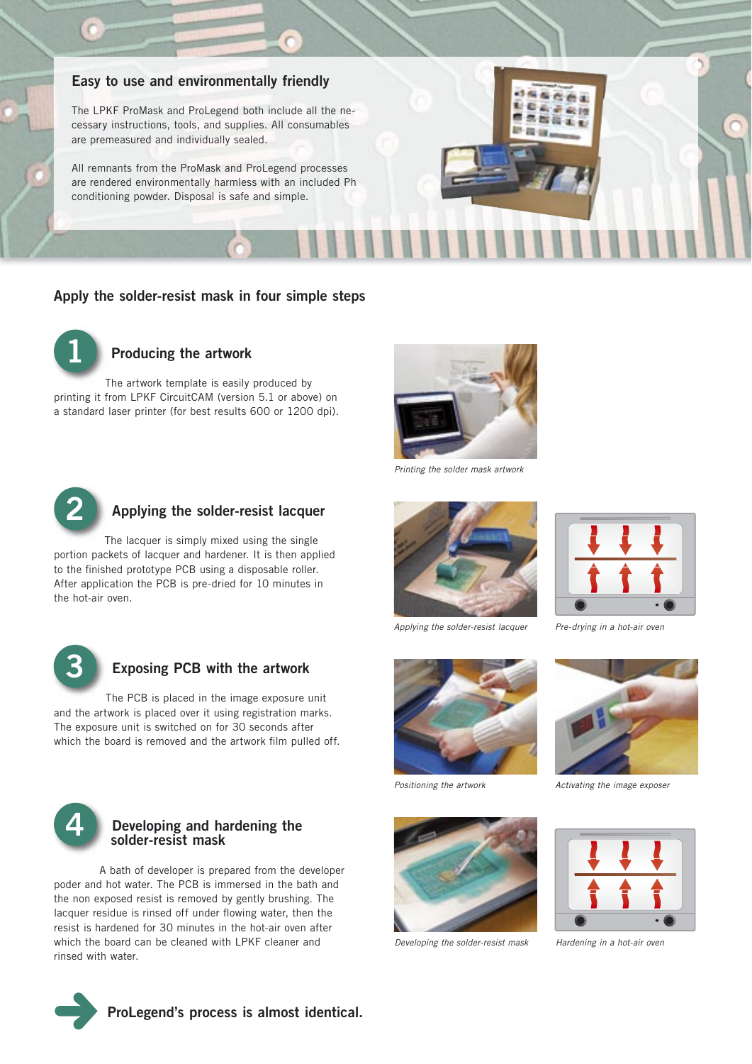## Easy to use and environmentally friendly

The LPKF ProMask and ProLegend both include all the necessary instructions, tools, and supplies. All consumables are premeasured and individually sealed.

All remnants from the ProMask and ProLegend processes are rendered environmentally harmless with an included Ph conditioning powder. Disposal is safe and simple.

## Apply the solder-resist mask in four simple steps

### 1 Producing the artwork

The artwork template is easily produced by printing it from LPKF CircuitCAM (version 5.1 or above) on a standard laser printer (for best results 600 or 1200 dpi).

*Printing the solder mask artwork*

### 2 Applying the solder-resist lacquer

The lacquer is simply mixed using the single portion packets of lacquer and hardener. It is then applied to the finished prototype PCB using a disposable roller. After application the PCB is pre-dried for 10 minutes in the hot-air oven.

*Applying the solder-resist lacquer*

*Pre-drying in a hot-air oven*

### 3 Exposing PCB with the artwork

The PCB is placed in the image exposure unit and the artwork is placed over it using registration marks. The exposure unit is switched on for 30 seconds after which the board is removed and the artwork film pulled off.

*Positioning the artwork*

*Activating the image exposer*

### 4 Developing and hardening the solder-resist mask

A bath of developer is prepared from the developer poder and hot water. The PCB is immersed in the bath and the non exposed resist is removed by gently brushing. The lacquer residue is rinsed off under flowing water, then the resist is hardened for 30 minutes in the hot-air oven after which the board can be cleaned with LPKF cleaner and rinsed with water.

*Developing the solder-resist mask*

*Hardening in a hot-air oven*

**ProLegend's process is almost identical.**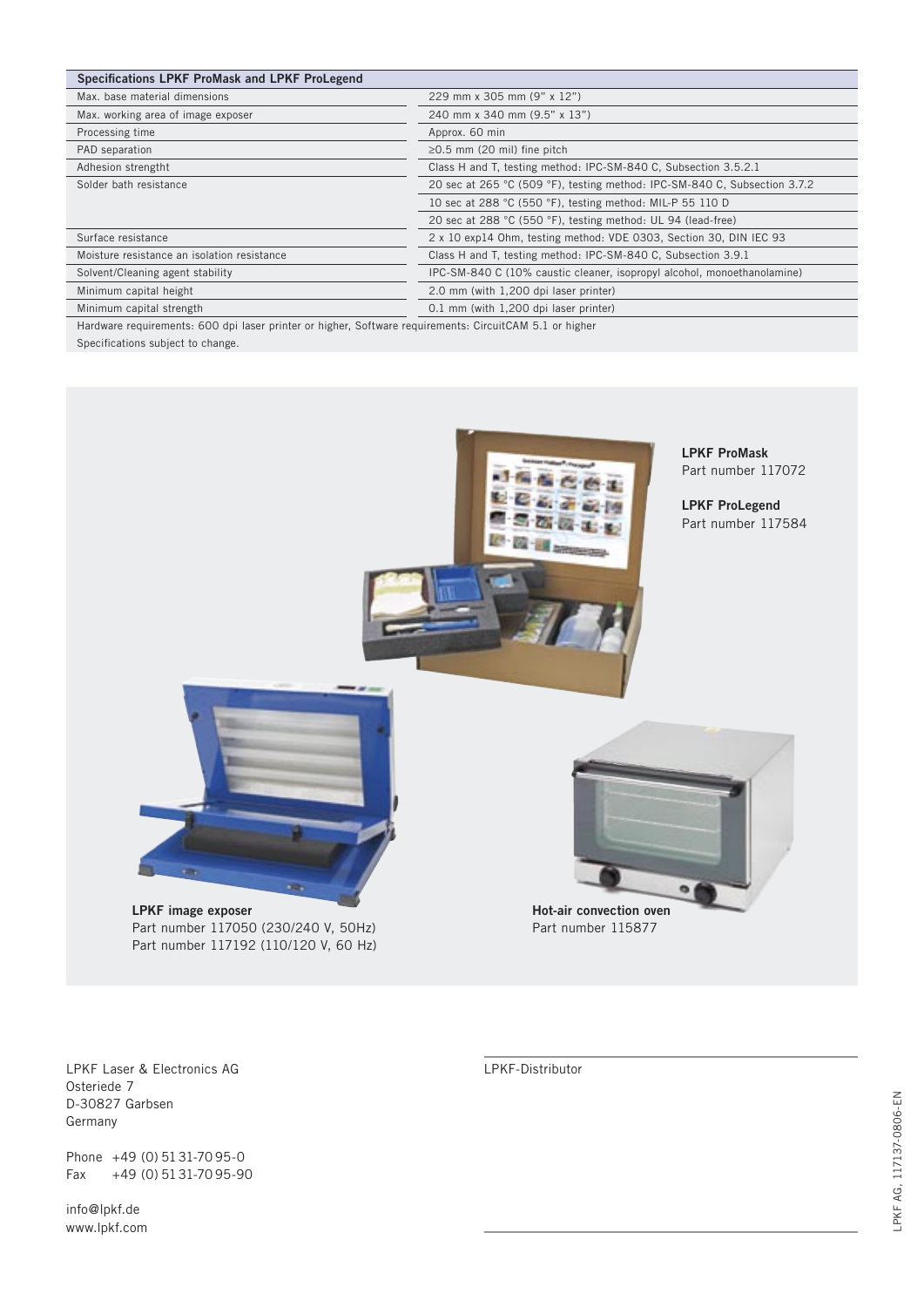| Specifications LPKF ProMask and LPKF ProLegend | |
|---|---|
| Max. base material dimensions | 229 mm x 305 mm (9" x 12") |
| Max. working area of image exposer | 240 mm x 340 mm (9.5" x 13") |
| Processing time | Approx. 60 min |
| PAD separation | ≥0.5 mm (20 mil) fine pitch |
| Adhesion strengtht | Class H and T, testing method: IPC-SM-840 C, Subsection 3.5.2.1 |
| Solder bath resistance | 20 sec at 265 °C (509 °F), testing method: IPC-SM-840 C, Subsection 3.7.2 |
| | 10 sec at 288 °C (550 °F), testing method: MIL-P 55 110 D |
| | 20 sec at 288 °C (550 °F), testing method: UL 94 (lead-free) |
| Surface resistance | 2 x 10 exp14 Ohm, testing method: VDE 0303, Section 30, DIN IEC 93 |
| Moisture resistance an isolation resistance | Class H and T, testing method: IPC-SM-840 C, Subsection 3.9.1 |
| Solvent/Cleaning agent stability | IPC-SM-840 C (10% caustic cleaner, isopropyl alcohol, monoethanolamine) |
| Minimum capital height | 2.0 mm (with 1,200 dpi laser printer) |
| Minimum capital strength | 0.1 mm (with 1,200 dpi laser printer) |

Hardware requirements: 600 dpi laser printer or higher, Software requirements: CircuitCAM 5.1 or higher

Specifications subject to change.

**LPKF ProMask**
Part number 117072

**LPKF ProLegend**
Part number 117584

**LPKF image exposer**
Part number 117050 (230/240 V, 50Hz)
Part number 117192 (110/120 V, 60 Hz)

**Hot-air convection oven**
Part number 115877

LPKF Laser & Electronics AG
Osteriede 7
D-30827 Garbsen
Germany

Phone +49 (0) 51 31-70 95-0
Fax +49 (0) 51 31-70 95-90

info@lpkf.de
www.lpkf.com

LPKF-Distributor

LPKF AG, 117137-0806-EN